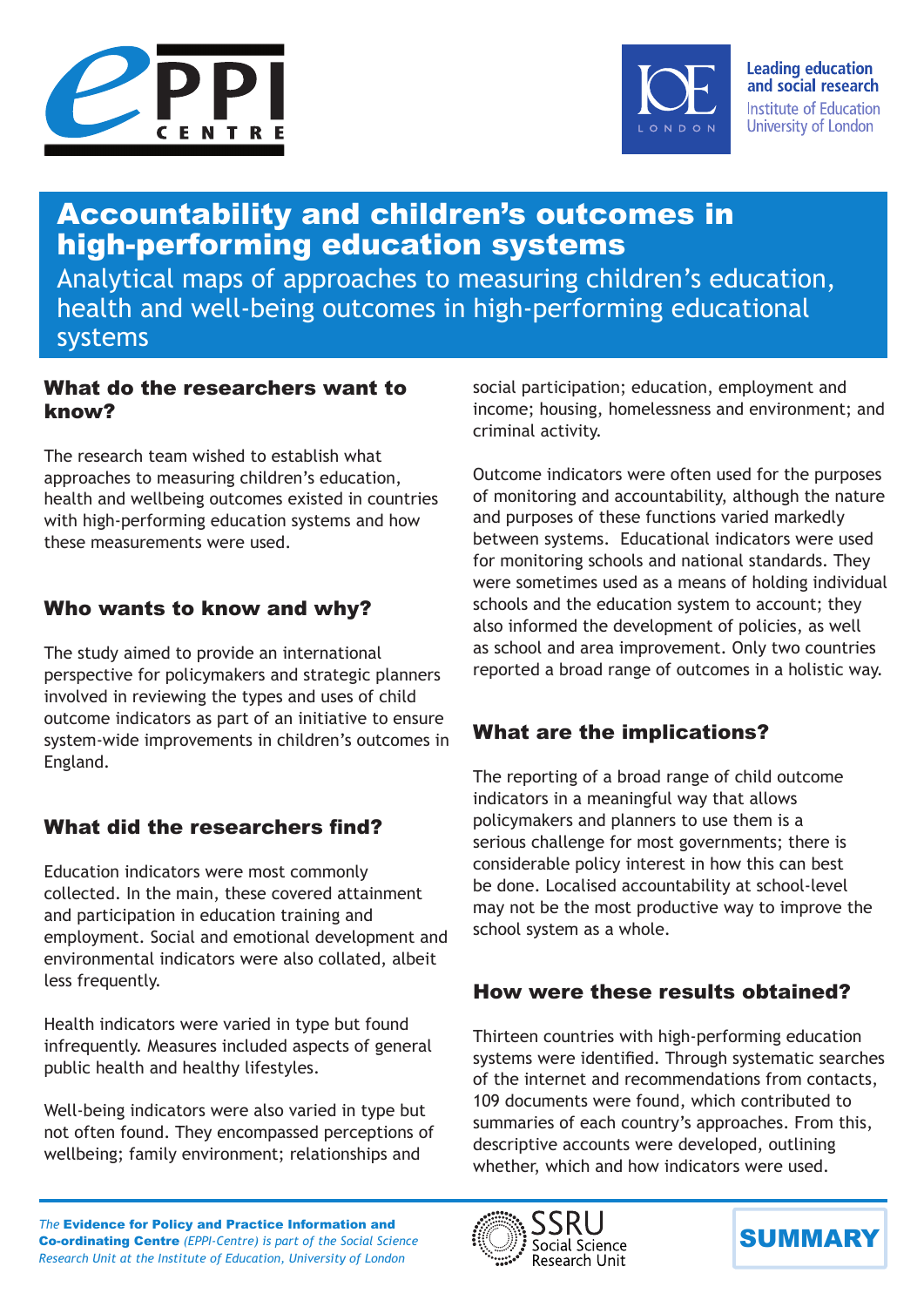# Accountability and children's outcomes in high-performing education systems

Analytical maps of approaches to measuring children's education, health and well-being outcomes in high-performing educational systems

## What do the researchers want to know?

The research team wished to establish what approaches to measuring children's education, health and wellbeing outcomes existed in countries with high-performing education systems and how these measurements were used.

## Who wants to know and why?

The study aimed to provide an international perspective for policymakers and strategic planners involved in reviewing the types and uses of child outcome indicators as part of an initiative to ensure system-wide improvements in children's outcomes in England.

## What did the researchers find?

Education indicators were most commonly collected. In the main, these covered attainment and participation in education training and employment. Social and emotional development and environmental indicators were also collated, albeit less frequently.

Health indicators were varied in type but found infrequently. Measures included aspects of general public health and healthy lifestyles.

Well-being indicators were also varied in type but not often found. They encompassed perceptions of wellbeing; family environment; relationships and social participation; education, employment and income; housing, homelessness and environment; and criminal activity.

Outcome indicators were often used for the purposes of monitoring and accountability, although the nature and purposes of these functions varied markedly between systems. Educational indicators were used for monitoring schools and national standards. They were sometimes used as a means of holding individual schools and the education system to account; they also informed the development of policies, as well as school and area improvement. Only two countries reported a broad range of outcomes in a holistic way.

## What are the implications?

The reporting of a broad range of child outcome indicators in a meaningful way that allows policymakers and planners to use them is a serious challenge for most governments; there is considerable policy interest in how this can best be done. Localised accountability at school-level may not be the most productive way to improve the school system as a whole.

## How were these results obtained?

Thirteen countries with high-performing education systems were identified. Through systematic searches of the internet and recommendations from contacts, 109 documents were found, which contributed to summaries of each country's approaches. From this, descriptive accounts were developed, outlining whether, which and how indicators were used.

*The* **Evidence for Policy and Practice Information and Co-ordinating Centre** *(EPPI-Centre) is part of the Social Science Research Unit at the Institute of Education, University of London*

SSRU Social Science Research Unit

**SUMMARY**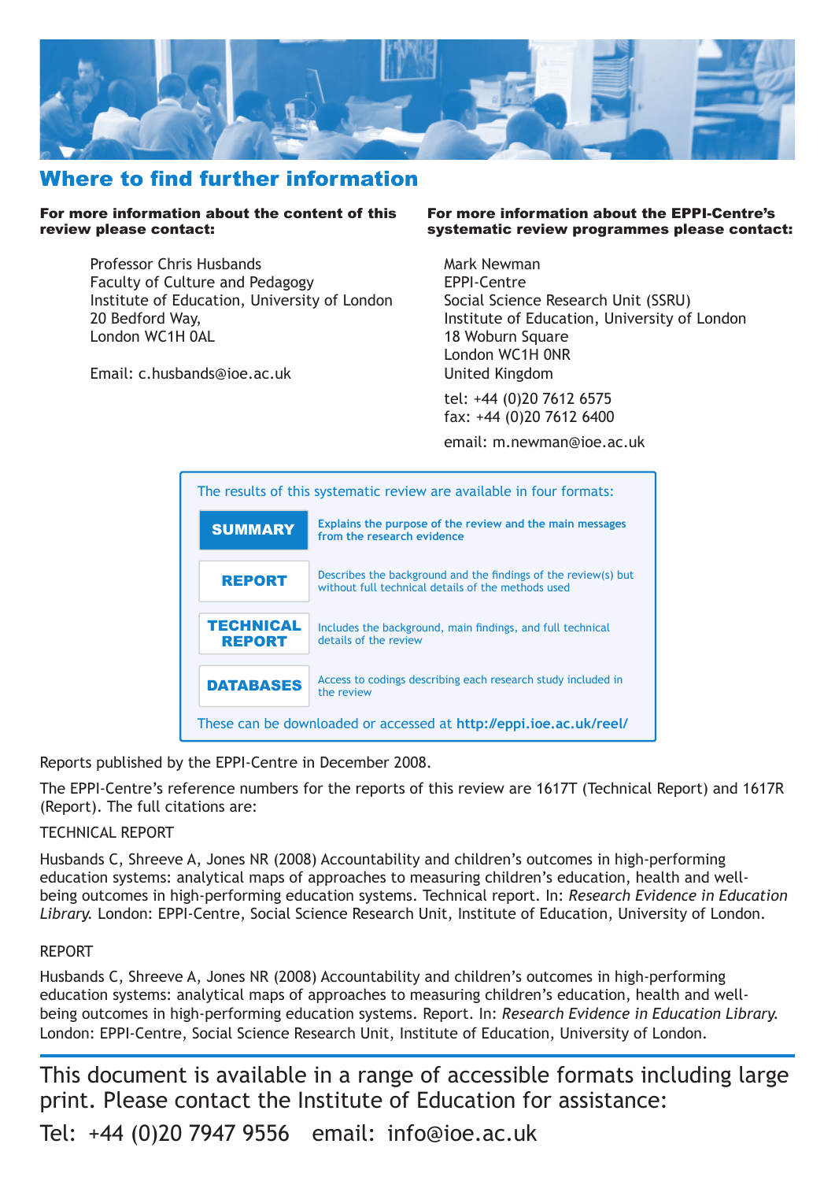## Where to find further information

**For more information about the content of this review please contact:**

Professor Chris Husbands
Faculty of Culture and Pedagogy
Institute of Education, University of London
20 Bedford Way,
London WC1H 0AL

Email: c.husbands@ioe.ac.uk

**For more information about the EPPI-Centre's systematic review programmes please contact:**

Mark Newman
EPPI-Centre
Social Science Research Unit (SSRU)
Institute of Education, University of London
18 Woburn Square
London WC1H 0NR
United Kingdom

tel: +44 (0)20 7612 6575
fax: +44 (0)20 7612 6400

email: m.newman@ioe.ac.uk

The results of this systematic review are available in four formats:

| | |
|---|---|
| **SUMMARY** | **Explains the purpose of the review and the main messages from the research evidence** |
| **REPORT** | Describes the background and the findings of the review(s) but without full technical details of the methods used |
| **TECHNICAL REPORT** | Includes the background, main findings, and full technical details of the review |
| **DATABASES** | Access to codings describing each research study included in the review |

These can be downloaded or accessed at **http://eppi.ioe.ac.uk/reel/**

Reports published by the EPPI-Centre in December 2008.

The EPPI-Centre's reference numbers for the reports of this review are 1617T (Technical Report) and 1617R (Report). The full citations are:

TECHNICAL REPORT

Husbands C, Shreeve A, Jones NR (2008) Accountability and children's outcomes in high-performing education systems: analytical maps of approaches to measuring children's education, health and well-being outcomes in high-performing education systems. Technical report. In: *Research Evidence in Education Library.* London: EPPI-Centre, Social Science Research Unit, Institute of Education, University of London.

REPORT

Husbands C, Shreeve A, Jones NR (2008) Accountability and children's outcomes in high-performing education systems: analytical maps of approaches to measuring children's education, health and well-being outcomes in high-performing education systems. Report. In: *Research Evidence in Education Library.* London: EPPI-Centre, Social Science Research Unit, Institute of Education, University of London.

---

This document is available in a range of accessible formats including large print. Please contact the Institute of Education for assistance:

Tel: +44 (0)20 7947 9556 email: info@ioe.ac.uk